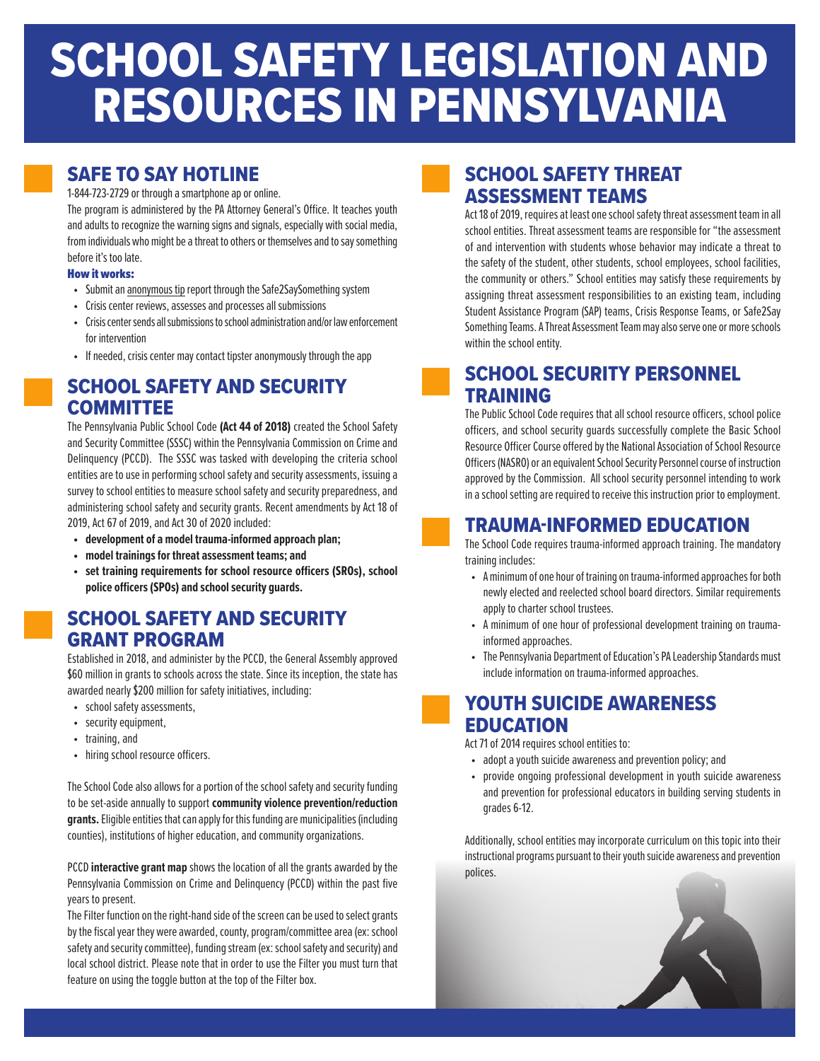# SCHOOL SAFETY LEGISLATION AND RESOURCES IN PENNSYLVANIA

## SAFE TO SAY HOTLINE

1-844-723-2729 or through a smartphone ap or online.

The program is administered by the PA Attorney General's Office. It teaches youth and adults to recognize the warning signs and signals, especially with social media, from individuals who might be a threat to others or themselves and to say something before it's too late.

### How it works:

- Submit an anonymous tip report through the Safe2SaySomething system
- Crisis center reviews, assesses and processes all submissions
- Crisis center sends all submissions to school administration and/or law enforcement for intervention
- If needed, crisis center may contact tipster anonymously through the app

## SCHOOL SAFETY AND SECURITY COMMITTEE

The Pennsylvania Public School Code **(Act 44 of 2018)** created the School Safety and Security Committee (SSSC) within the Pennsylvania Commission on Crime and Delinquency (PCCD). The SSSC was tasked with developing the criteria school entities are to use in performing school safety and security assessments, issuing a survey to school entities to measure school safety and security preparedness, and administering school safety and security grants. Recent amendments by Act 18 of 2019, Act 67 of 2019, and Act 30 of 2020 included:

- **development of a model trauma-informed approach plan;**
- **model trainings for threat assessment teams; and**
- **set training requirements for school resource officers (SROs), school police officers (SPOs) and school security guards.**

## SCHOOL SAFETY AND SECURITY GRANT PROGRAM

Established in 2018, and administer by the PCCD, the General Assembly approved $60 million in grants to schools across the state. Since its inception, the state has awarded nearly $200 million for safety initiatives, including:

- school safety assessments,
- security equipment,
- training, and
- hiring school resource officers.

The School Code also allows for a portion of the school safety and security funding to be set-aside annually to support **community violence prevention/reduction grants.** Eligible entities that can apply for this funding are municipalities (including counties), institutions of higher education, and community organizations.

PCCD **interactive grant map** shows the location of all the grants awarded by the Pennsylvania Commission on Crime and Delinquency (PCCD) within the past five years to present.

The Filter function on the right-hand side of the screen can be used to select grants by the fiscal year they were awarded, county, program/committee area (ex: school safety and security committee), funding stream (ex: school safety and security) and local school district. Please note that in order to use the Filter you must turn that feature on using the toggle button at the top of the Filter box.

## SCHOOL SAFETY THREAT ASSESSMENT TEAMS

Act 18 of 2019, requires at least one school safety threat assessment team in all school entities. Threat assessment teams are responsible for "the assessment of and intervention with students whose behavior may indicate a threat to the safety of the student, other students, school employees, school facilities, the community or others." School entities may satisfy these requirements by assigning threat assessment responsibilities to an existing team, including Student Assistance Program (SAP) teams, Crisis Response Teams, or Safe2Say Something Teams. A Threat Assessment Team may also serve one or more schools within the school entity.

## SCHOOL SECURITY PERSONNEL TRAINING

The Public School Code requires that all school resource officers, school police officers, and school security guards successfully complete the Basic School Resource Officer Course offered by the National Association of School Resource Officers (NASRO) or an equivalent School Security Personnel course of instruction approved by the Commission. All school security personnel intending to work in a school setting are required to receive this instruction prior to employment.

## TRAUMA-INFORMED EDUCATION

The School Code requires trauma-informed approach training. The mandatory training includes:

- A minimum of one hour of training on trauma-informed approaches for both newly elected and reelected school board directors. Similar requirements apply to charter school trustees.
- A minimum of one hour of professional development training on trauma-informed approaches.
- The Pennsylvania Department of Education's PA Leadership Standards must include information on trauma-informed approaches.

## YOUTH SUICIDE AWARENESS EDUCATION

Act 71 of 2014 requires school entities to:

- adopt a youth suicide awareness and prevention policy; and
- provide ongoing professional development in youth suicide awareness and prevention for professional educators in building serving students in grades 6-12.

Additionally, school entities may incorporate curriculum on this topic into their instructional programs pursuant to their youth suicide awareness and prevention polices.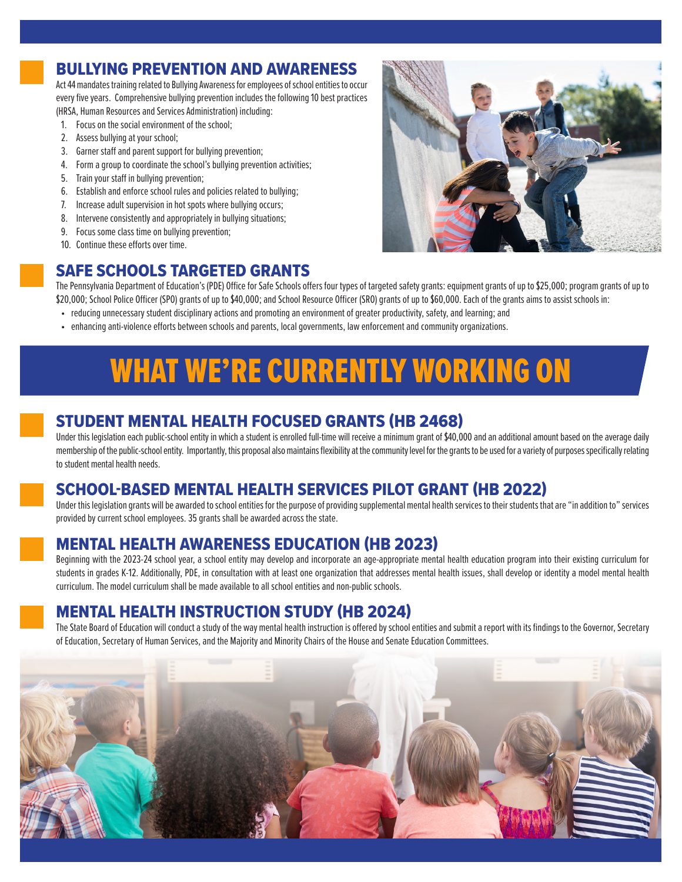## BULLYING PREVENTION AND AWARENESS

Act 44 mandates training related to Bullying Awareness for employees of school entities to occur every five years. Comprehensive bullying prevention includes the following 10 best practices (HRSA, Human Resources and Services Administration) including:

1. Focus on the social environment of the school;
2. Assess bullying at your school;
3. Garner staff and parent support for bullying prevention;
4. Form a group to coordinate the school's bullying prevention activities;
5. Train your staff in bullying prevention;
6. Establish and enforce school rules and policies related to bullying;
7. Increase adult supervision in hot spots where bullying occurs;
8. Intervene consistently and appropriately in bullying situations;
9. Focus some class time on bullying prevention;
10. Continue these efforts over time.

## SAFE SCHOOLS TARGETED GRANTS

The Pennsylvania Department of Education's (PDE) Office for Safe Schools offers four types of targeted safety grants: equipment grants of up to $25,000; program grants of up to $20,000; School Police Officer (SPO) grants of up to $40,000; and School Resource Officer (SRO) grants of up to $60,000. Each of the grants aims to assist schools in:

- reducing unnecessary student disciplinary actions and promoting an environment of greater productivity, safety, and learning; and
- enhancing anti-violence efforts between schools and parents, local governments, law enforcement and community organizations.

# WHAT WE'RE CURRENTLY WORKING ON

## STUDENT MENTAL HEALTH FOCUSED GRANTS (HB 2468)

Under this legislation each public-school entity in which a student is enrolled full-time will receive a minimum grant of $40,000 and an additional amount based on the average daily membership of the public-school entity. Importantly, this proposal also maintains flexibility at the community level for the grants to be used for a variety of purposes specifically relating to student mental health needs.

## SCHOOL-BASED MENTAL HEALTH SERVICES PILOT GRANT (HB 2022)

Under this legislation grants will be awarded to school entities for the purpose of providing supplemental mental health services to their students that are "in addition to" services provided by current school employees. 35 grants shall be awarded across the state.

## MENTAL HEALTH AWARENESS EDUCATION (HB 2023)

Beginning with the 2023-24 school year, a school entity may develop and incorporate an age-appropriate mental health education program into their existing curriculum for students in grades K-12. Additionally, PDE, in consultation with at least one organization that addresses mental health issues, shall develop or identity a model mental health curriculum. The model curriculum shall be made available to all school entities and non-public schools.

## MENTAL HEALTH INSTRUCTION STUDY (HB 2024)

The State Board of Education will conduct a study of the way mental health instruction is offered by school entities and submit a report with its findings to the Governor, Secretary of Education, Secretary of Human Services, and the Majority and Minority Chairs of the House and Senate Education Committees.